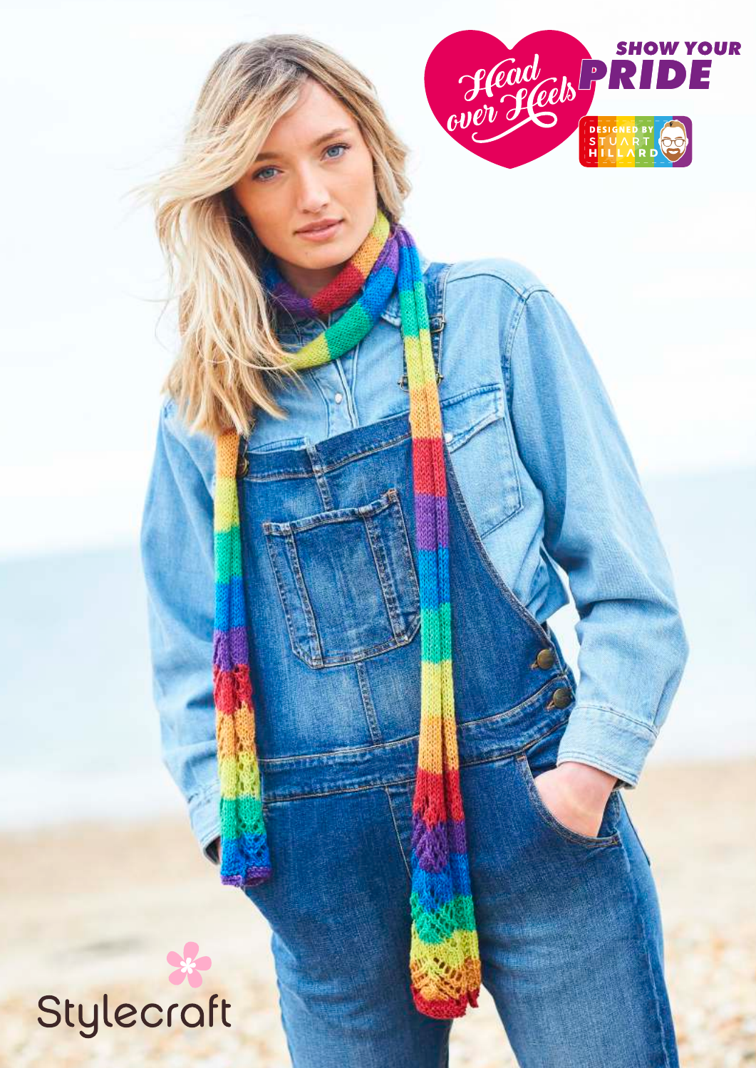Head over Heels

SHOW YOUR PRIDE

DESIGNED BY STUART HILLARD

Stylecraft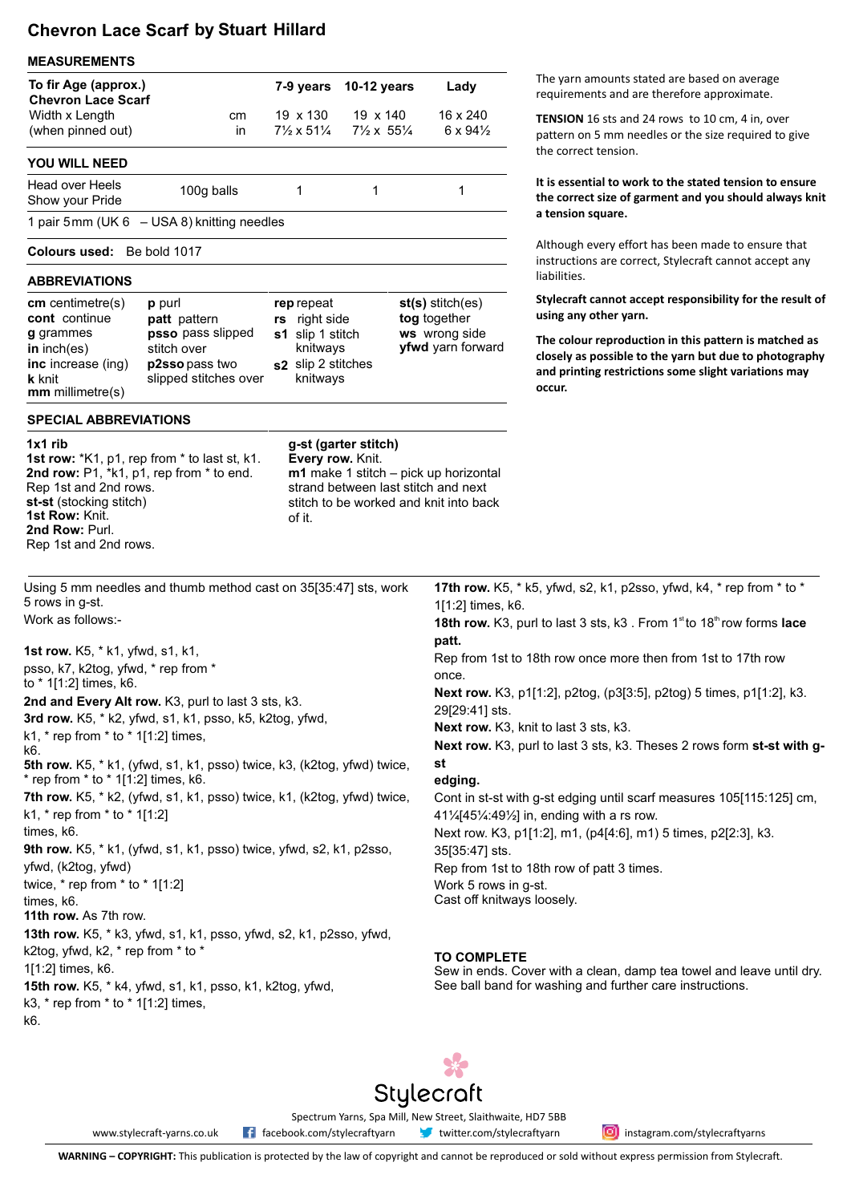# Chevron Lace Scarf by Stuart Hillard

## MEASUREMENTS

| To fir Age (approx.) Chevron Lace Scarf | | 7-9 years | 10-12 years | Lady |
|---|---|---|---|---|
| Width x Length | cm | 19 x 130 | 19 x 140 | 16 x 240 |
| (when pinned out) | in | 7½ x 51¼ | 7½ x 55¼ | 6 x 94½ |

## YOU WILL NEED

| | | | | |
|---|---|---|---|---|
| Head over Heels Show your Pride | 100g balls | 1 | 1 | 1 |

1 pair 5mm (UK 6 – USA 8) knitting needles

**Colours used:** Be bold 1017

## ABBREVIATIONS

| | | | |
|---|---|---|---|
| **cm** centimetre(s) | **p** purl | **rep** repeat | **st(s)** stitch(es) |
| **cont** continue | **patt** pattern | **rs** right side | **tog** together |
| **g** grammes | **psso** pass slipped stitch over | **s1** slip 1 stitch knitways | **ws** wrong side |
| **in** inch(es) | **p2sso** pass two slipped stitches over | **s2** slip 2 stitches knitways | **yfwd** yarn forward |
| **inc** increase (ing) | | | |
| **k** knit | | | |
| **mm** millimetre(s) | | | |

## SPECIAL ABBREVIATIONS

**1x1 rib**
**1st row:** *K1, p1, rep from * to last st, k1.
**2nd row:** P1, *k1, p1, rep from * to end.
Rep 1st and 2nd rows.

**st-st** (stocking stitch)
**1st Row:** Knit.
**2nd Row:** Purl.
Rep 1st and 2nd rows.

**g-st (garter stitch)**
**Every row.** Knit.

**m1** make 1 stitch – pick up horizontal strand between last stitch and next stitch to be worked and knit into back of it.

The yarn amounts stated are based on average requirements and are therefore approximate.

**TENSION** 16 sts and 24 rows to 10 cm, 4 in, over pattern on 5 mm needles or the size required to give the correct tension.

**It is essential to work to the stated tension to ensure the correct size of garment and you should always knit a tension square.**

Although every effort has been made to ensure that instructions are correct, Stylecraft cannot accept any liabilities.

**Stylecraft cannot accept responsibility for the result of using any other yarn.**

**The colour reproduction in this pattern is matched as closely as possible to the yarn but due to photography and printing restrictions some slight variations may occur.**

Using 5 mm needles and thumb method cast on 35[35:47] sts, work 5 rows in g-st.

Work as follows:-

**1st row.** K5, * k1, yfwd, s1, k1, psso, k7, k2tog, yfwd, * rep from * to * 1[1:2] times, k6.

**2nd and Every Alt row.** K3, purl to last 3 sts, k3.

**3rd row.** K5, * k2, yfwd, s1, k1, psso, k5, k2tog, yfwd, k1, * rep from * to * 1[1:2] times, k6.

**5th row.** K5, * k1, (yfwd, s1, k1, psso) twice, k3, (k2tog, yfwd) twice, * rep from * to * 1[1:2] times, k6.

**7th row.** K5, * k2, (yfwd, s1, k1, psso) twice, k1, (k2tog, yfwd) twice, k1, * rep from * to * 1[1:2] times, k6.

**9th row.** K5, * k1, (yfwd, s1, k1, psso) twice, yfwd, s2, k1, p2sso, yfwd, (k2tog, yfwd) twice, * rep from * to * 1[1:2] times, k6.

**11th row.** As 7th row.

**13th row.** K5, * k3, yfwd, s1, k1, psso, yfwd, s2, k1, p2sso, yfwd, k2tog, yfwd, k2, * rep from * to * 1[1:2] times, k6.

**15th row.** K5, * k4, yfwd, s1, k1, psso, k1, k2tog, yfwd, k3, * rep from * to * 1[1:2] times, k6.

**17th row.** K5, * k5, yfwd, s2, k1, p2sso, yfwd, k4, * rep from * to * 1[1:2] times, k6.

**18th row.** K3, purl to last 3 sts, k3 . From 1st to 18th row forms **lace patt.**

Rep from 1st to 18th row once more then from 1st to 17th row once.

**Next row.** K3, p1[1:2], p2tog, (p3[3:5], p2tog) 5 times, p1[1:2], k3. 29[29:41] sts.

**Next row.** K3, knit to last 3 sts, k3.

**Next row.** K3, purl to last 3 sts, k3. Theses 2 rows form **st-st with g-st edging.**

Cont in st-st with g-st edging until scarf measures 105[115:125] cm, 41¼[45¼:49½] in, ending with a rs row.

Next row. K3, p1[1:2], m1, (p4[4:6], m1) 5 times, p2[2:3], k3. 35[35:47] sts.

Rep from 1st to 18th row of patt 3 times.

Work 5 rows in g-st.

Cast off knitways loosely.

## TO COMPLETE

Sew in ends. Cover with a clean, damp tea towel and leave until dry. See ball band for washing and further care instructions.

Stylecraft

Spectrum Yarns, Spa Mill, New Street, Slaithwaite, HD7 5BB

www.stylecraft-yarns.co.uk facebook.com/stylecraftyarn twitter.com/stylecraftyarn instagram.com/stylecraftyarns

**WARNING – COPYRIGHT:** This publication is protected by the law of copyright and cannot be reproduced or sold without express permission from Stylecraft.